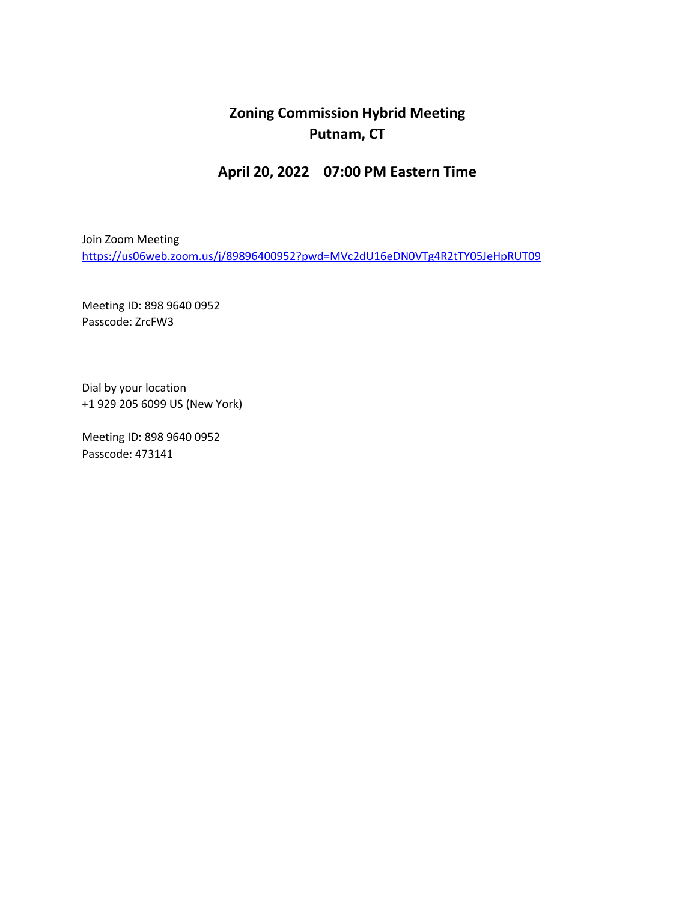# Zoning Commission Hybrid Meeting
# Putnam, CT

## April 20, 2022    07:00 PM Eastern Time

Join Zoom Meeting
https://us06web.zoom.us/j/89896400952?pwd=MVc2dU16eDN0VTg4R2tTY05JeHpRUT09

Meeting ID: 898 9640 0952
Passcode: ZrcFW3

Dial by your location
+1 929 205 6099 US (New York)

Meeting ID: 898 9640 0952
Passcode: 473141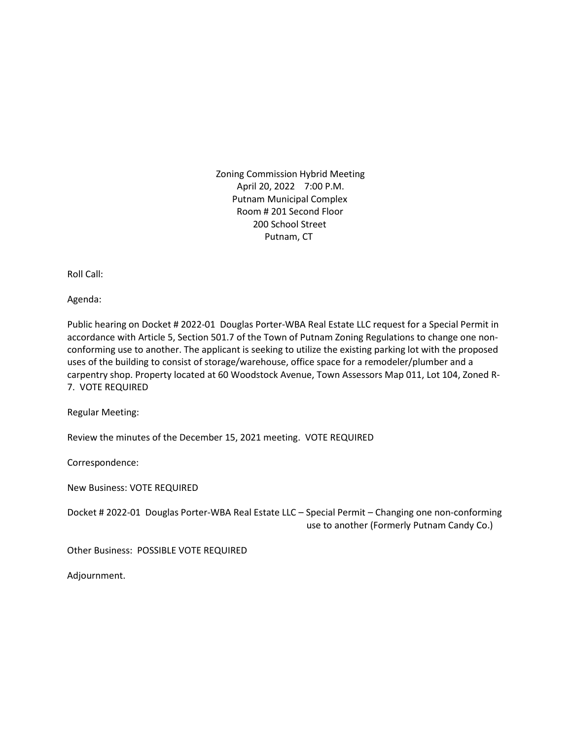Zoning Commission Hybrid Meeting
April 20, 2022 7:00 P.M.
Putnam Municipal Complex
Room # 201 Second Floor
200 School Street
Putnam, CT

Roll Call:

Agenda:

Public hearing on Docket # 2022-01 Douglas Porter-WBA Real Estate LLC request for a Special Permit in accordance with Article 5, Section 501.7 of the Town of Putnam Zoning Regulations to change one non-conforming use to another. The applicant is seeking to utilize the existing parking lot with the proposed uses of the building to consist of storage/warehouse, office space for a remodeler/plumber and a carpentry shop. Property located at 60 Woodstock Avenue, Town Assessors Map 011, Lot 104, Zoned R-7. VOTE REQUIRED

Regular Meeting:

Review the minutes of the December 15, 2021 meeting. VOTE REQUIRED

Correspondence:

New Business: VOTE REQUIRED

Docket # 2022-01 Douglas Porter-WBA Real Estate LLC – Special Permit – Changing one non-conforming use to another (Formerly Putnam Candy Co.)

Other Business: POSSIBLE VOTE REQUIRED

Adjournment.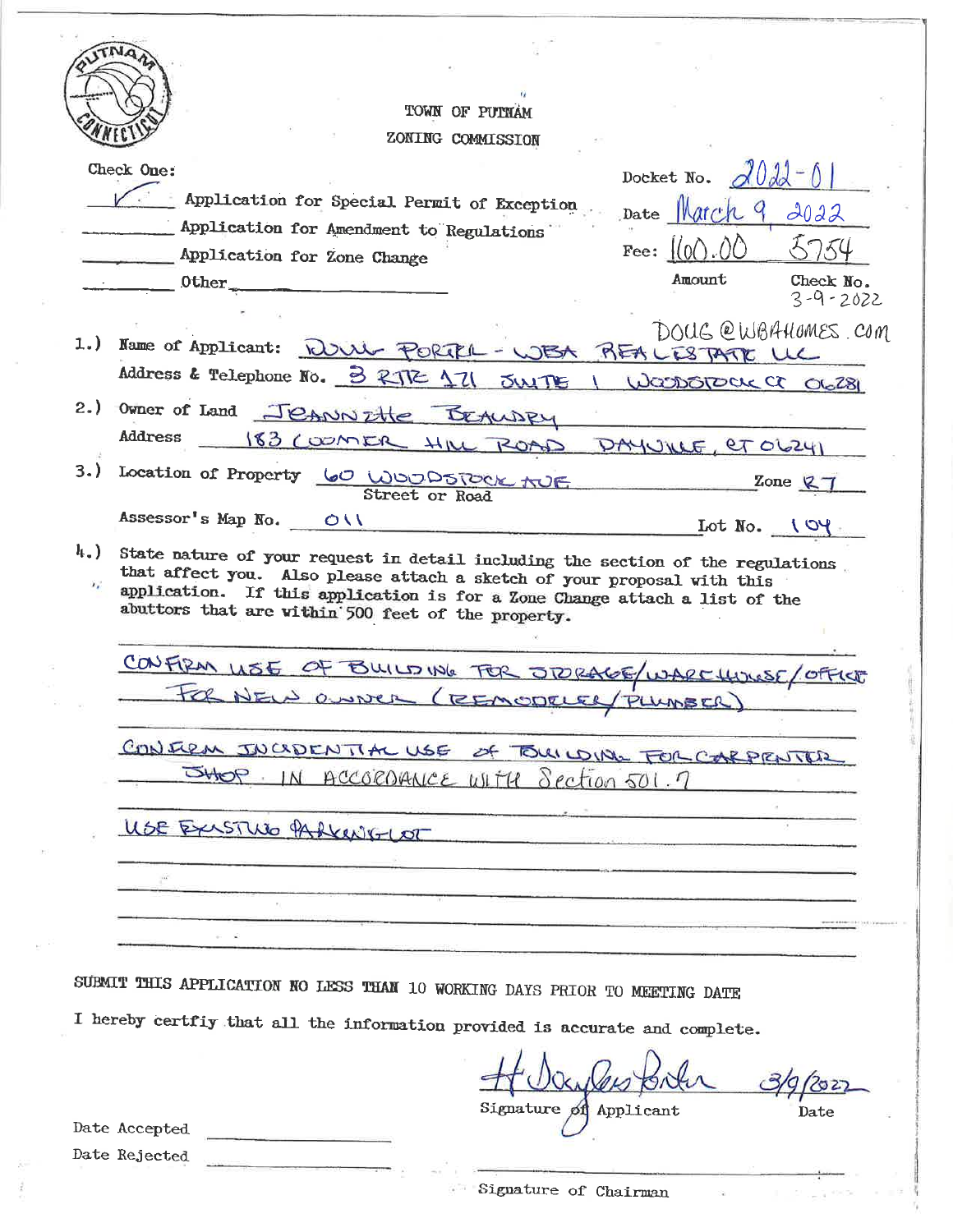# TOWN OF PUTNAM
## ZONING COMMISSION

Check One:

✓ Application for Special Permit of Exception

_____ Application for Amendment to Regulations

_____ Application for Zone Change

_____ Other_____________

Docket No. 2022-01

Date March 9 2022

Fee: 160.00 | 5754

Amount | Check No.
3-9-2022

1.) Name of Applicant: DOUG PORTER - WBA REAL ESTATE LLC DOUG@WBAHOMES.COM

Address & Telephone No. 3 RTE 171 SUITE 1 WOODSTOCK CT 06281

2.) Owner of Land JEANNETTE BEAUDRY

Address 183 COOMER HILL ROAD DAYVILLE, CT 06241

3.) Location of Property 60 WOODSTOCK AVE (Street or Road) Zone R7

Assessor's Map No. 011 Lot No. 104

4.) State nature of your request in detail including the section of the regulations that affect you. Also please attach a sketch of your proposal with this application. If this application is for a Zone Change attach a list of the abuttors that are within 500 feet of the property.

CONFIRM USE OF BUILDING FOR STORAGE/WAREHOUSE/OFFICE FOR NEW OWNER (REMODELER/PLUMBER)

CONFIRM INCIDENTAL USE OF BUILDING FOR CARPENTER SHOP. IN ACCORDANCE WITH Section 501.7

USE EXISTING PARKING LOT

SUBMIT THIS APPLICATION NO LESS THAN 10 WORKING DAYS PRIOR TO MEETING DATE

I hereby certfiy that all the information provided is accurate and complete.

H Douglas Porter 3/9/2022

Signature of Applicant | Date

Date Accepted ___________

Date Rejected ___________

Signature of Chairman ___________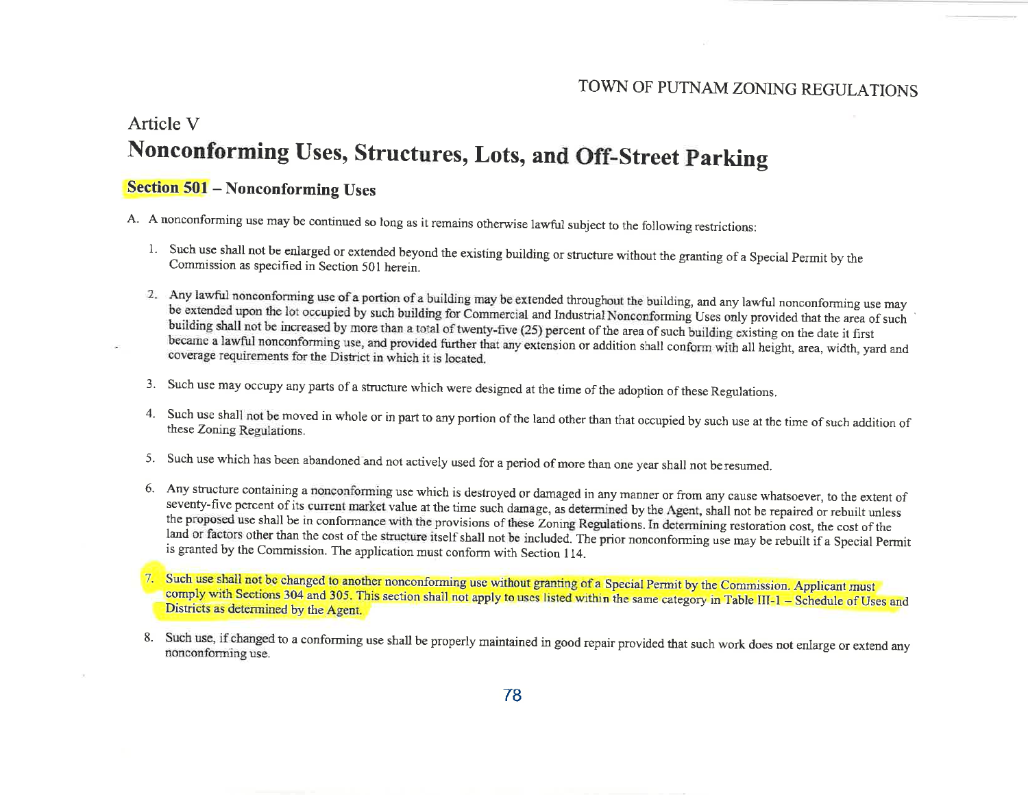# Article V

# Nonconforming Uses, Structures, Lots, and Off-Street Parking

## Section 501 – Nonconforming Uses

A. A nonconforming use may be continued so long as it remains otherwise lawful subject to the following restrictions:

1. Such use shall not be enlarged or extended beyond the existing building or structure without the granting of a Special Permit by the Commission as specified in Section 501 herein.

2. Any lawful nonconforming use of a portion of a building may be extended throughout the building, and any lawful nonconforming use may be extended upon the lot occupied by such building for Commercial and Industrial Nonconforming Uses only provided that the area of such building shall not be increased by more than a total of twenty-five (25) percent of the area of such building existing on the date it first became a lawful nonconforming use, and provided further that any extension or addition shall conform with all height, area, width, yard and coverage requirements for the District in which it is located.

3. Such use may occupy any parts of a structure which were designed at the time of the adoption of these Regulations.

4. Such use shall not be moved in whole or in part to any portion of the land other than that occupied by such use at the time of such addition of these Zoning Regulations.

5. Such use which has been abandoned and not actively used for a period of more than one year shall not be resumed.

6. Any structure containing a nonconforming use which is destroyed or damaged in any manner or from any cause whatsoever, to the extent of seventy-five percent of its current market value at the time such damage, as determined by the Agent, shall not be repaired or rebuilt unless the proposed use shall be in conformance with the provisions of these Zoning Regulations. In determining restoration cost, the cost of the land or factors other than the cost of the structure itself shall not be included. The prior nonconforming use may be rebuilt if a Special Permit is granted by the Commission. The application must conform with Section 114.

7. Such use shall not be changed to another nonconforming use without granting of a Special Permit by the Commission. Applicant must comply with Sections 304 and 305. This section shall not apply to uses listed within the same category in Table III-1 – Schedule of Uses and Districts as determined by the Agent.

8. Such use, if changed to a conforming use shall be properly maintained in good repair provided that such work does not enlarge or extend any nonconforming use.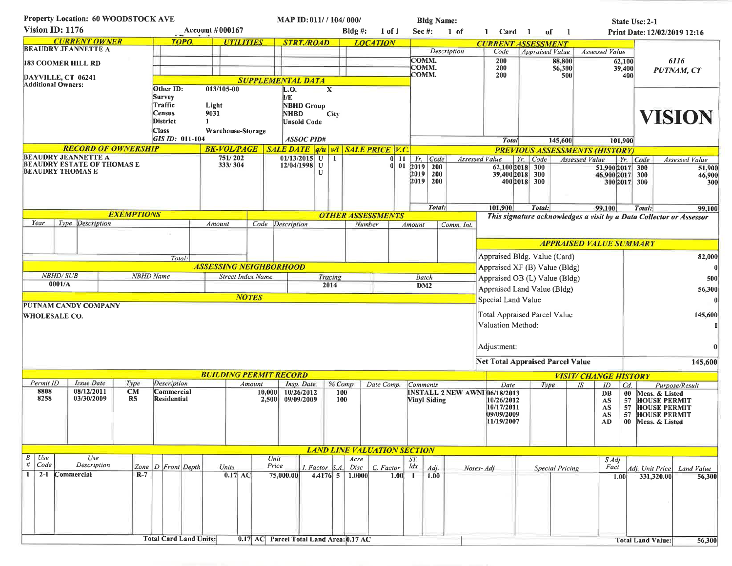**Property Location:** 60 WOODSTOCK AVE  **MAP ID:** 011/ / 104/ 000/  **Bldg Name:**  **State Use:** 2-1

**Vision ID:** 1176  **Account #** 000167  **Bldg #:** 1 of 1  **Sec #:** 1 of 1  **Card** 1 of 1  **Print Date:** 12/02/2019 12:16

## CURRENT OWNER

BEAUDRY JEANNETTE A
183 COOMER HILL RD
DAYVILLE, CT 06241
Additional Owners:

| TOPO. | UTILITIES | STRT./ROAD | LOCATION |
|---|---|---|---|
| | | | |

## SUPPLEMENTAL DATA

| | | | |
|---|---|---|---|
| Other ID: | 013/105-00 | L.O. | X |
| Survey | | I/E | |
| Traffic | Light | NBHD Group | |
| Census | 9031 | NHBD | City |
| District | 1 | Unsold Code | |
| Class | Warehouse-Storage | | |
| GIS ID: 011-104 | | ASSOC PID# | |

## CURRENT ASSESSMENT

| Description | Code | Appraised Value | Assessed Value |
|---|---|---|---|
| COMM. | 200 | 88,800 | 62,100 |
| COMM. | 200 | 56,300 | 39,400 |
| COMM. | 200 | 500 | 400 |
| Total | | 145,600 | 101,900 |

6116
PUTNAM, CT

VISION

## RECORD OF OWNERSHIP

| Owner | BK-VOL/PAGE | SALE DATE | q/u | v/i | SALE PRICE | V.C. |
|---|---|---|---|---|---|---|
| BEAUDRY JEANNETTE A | 751/ 202 | 01/13/2015 | U | I | 0 | 11 |
| BEAUDRY ESTATE OF THOMAS E | 333/ 304 | 12/04/1998 | U | | 0 | 01 |
| BEAUDRY THOMAS E | | | U | | | |

## PREVIOUS ASSESSMENTS (HISTORY)

| Yr. | Code | Assessed Value | Yr. | Code | Assessed Value | Yr. | Code | Assessed Value |
|---|---|---|---|---|---|---|---|---|
| 2019 | 200 | 62,100 | 2018 | 300 | 51,900 | 2017 | 300 | 51,900 |
| 2019 | 200 | 39,400 | 2018 | 300 | 46,900 | 2017 | 300 | 46,900 |
| 2019 | 200 | 400 | 2018 | 300 | 300 | 2017 | 300 | 300 |
| | Total: | 101,900 | | Total: | 99,100 | | Total: | 99,100 |

*This signature acknowledges a visit by a Data Collector or Assessor*

## EXEMPTIONS

| Year | Type | Description | Amount |
|---|---|---|---|
| | | Total: | |

## OTHER ASSESSMENTS

| Code | Description | Number | Amount | Comm. Int. |
|---|---|---|---|---|
| | | | | |

## APPRAISED VALUE SUMMARY

| | |
|---|---|
| Appraised Bldg. Value (Card) | 82,000 |
| Appraised XF (B) Value (Bldg) | 0 |
| Appraised OB (L) Value (Bldg) | 500 |
| Appraised Land Value (Bldg) | 56,300 |
| Special Land Value | 0 |
| Total Appraised Parcel Value | 145,600 |
| Valuation Method: | I |
| Adjustment: | 0 |
| Net Total Appraised Parcel Value | 145,600 |

## ASSESSING NEIGHBORHOOD

| NBHD/ SUB | NBHD Name | Street Index Name | Tracing | Batch |
|---|---|---|---|---|
| 0001/A | | | 2014 | DM2 |

## NOTES

PUTNAM CANDY COMPANY
WHOLESALE CO.

## BUILDING PERMIT RECORD

| Permit ID | Issue Date | Type | Description | Amount | Insp. Date | % Comp. | Date Comp. | Comments |
|---|---|---|---|---|---|---|---|---|
| 8808 | 08/12/2011 | CM | Commercial | 10,000 | 10/26/2012 | 100 | | INSTALL 2 NEW AWNI |
| 8258 | 03/30/2009 | RS | Residential | 2,500 | 09/09/2009 | 100 | | Vinyl Siding |

## VISIT/ CHANGE HISTORY

| Date | Type | IS | ID | Cd. | Purpose/Result |
|---|---|---|---|---|---|
| 06/18/2013 | | | DB | 00 | Meas. & Listed |
| 10/26/2012 | | | AS | 57 | HOUSE PERMIT |
| 10/17/2011 | | | AS | 57 | HOUSE PERMIT |
| 09/09/2009 | | | AS | 57 | HOUSE PERMIT |
| 11/19/2007 | | | AD | 00 | Meas. & Listed |

## LAND LINE VALUATION SECTION

| B # | Use Code | Use Description | Zone | D | Front | Depth | Units | Unit Price | I. Factor | S.A. | Acre Disc | C. Factor | ST. Idx | Adj. | Notes- Adj | Special Pricing | S Adj Fact | Adj. Unit Price | Land Value |
|---|---|---|---|---|---|---|---|---|---|---|---|---|---|---|---|---|---|---|---|
| 1 | 2-1 | Commercial | R-7 | | | | 0.17 AC | 75,000.00 | 4.4176 | 5 | 1.0000 | 1.00 | 1 | 1.00 | | | 1.00 | 331,320.00 | 56,300 |

Total Card Land Units: 0.17 AC  Parcel Total Land Area: 0.17 AC  Total Land Value: 56,300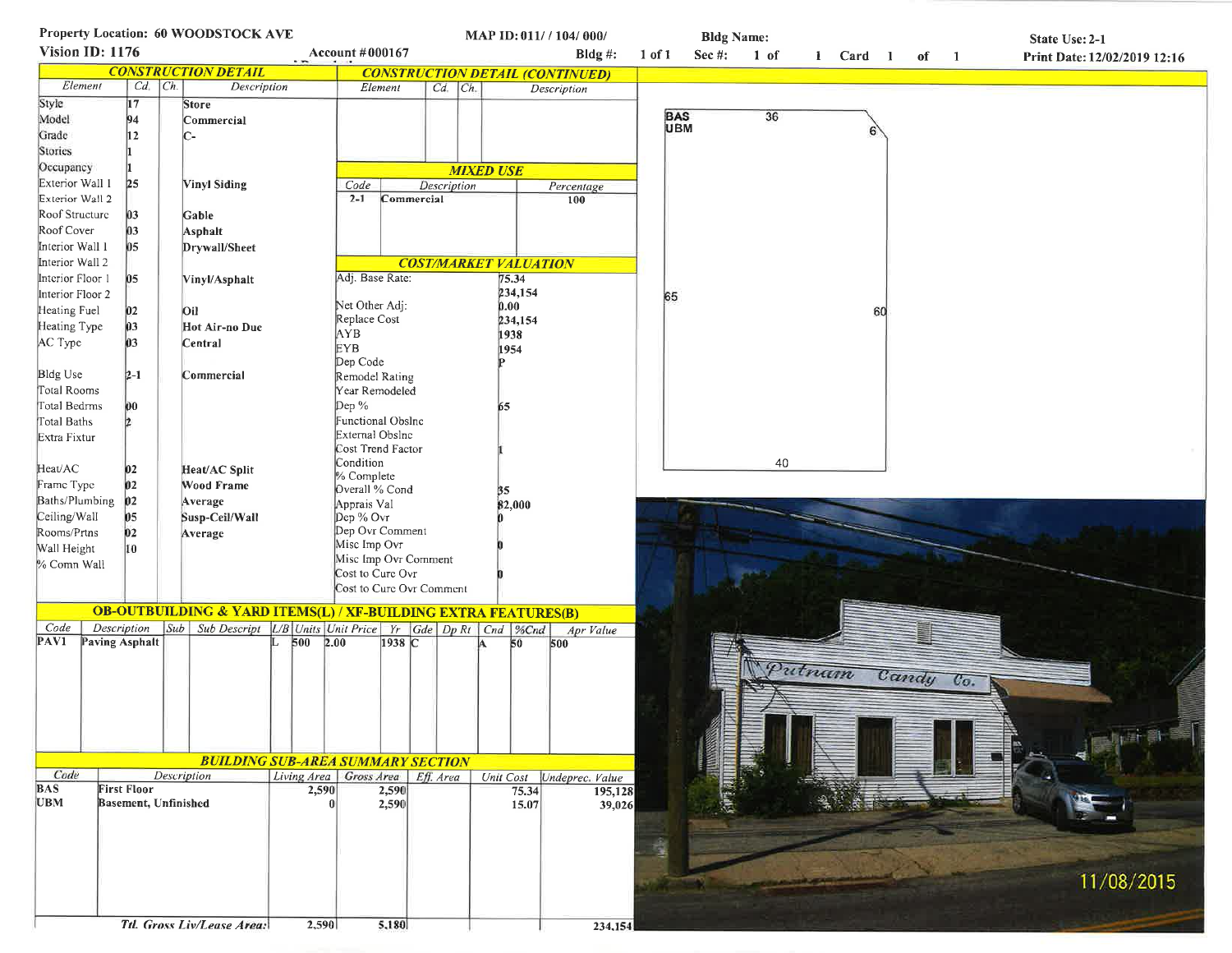**Property Location:** 60 WOODSTOCK AVE
**Vision ID:** 1176
**Account #** 000167
**MAP ID:** 011/ / 104/ 000/
**Bldg #:** 1 of 1
**Bldg Name:**
**Sec #:** 1 of 1 **Card** 1 of 1
**State Use:** 2-1
**Print Date:** 12/02/2019 12:16

## CONSTRUCTION DETAIL

| Element | Cd. | Ch. | Description |
|---|---|---|---|
| Style | 17 | | Store |
| Model | 94 | | Commercial |
| Grade | 12 | | C- |
| Stories | 1 | | |
| Occupancy | 1 | | |
| Exterior Wall 1 | 25 | | Vinyl Siding |
| Exterior Wall 2 | | | |
| Roof Structure | 03 | | Gable |
| Roof Cover | 03 | | Asphalt |
| Interior Wall 1 | 05 | | Drywall/Sheet |
| Interior Wall 2 | | | |
| Interior Floor 1 | 05 | | Vinyl/Asphalt |
| Interior Floor 2 | | | |
| Heating Fuel | 02 | | Oil |
| Heating Type | 03 | | Hot Air-no Duc |
| AC Type | 03 | | Central |
| Bldg Use | 2-1 | | Commercial |
| Total Rooms | | | |
| Total Bedrms | 00 | | |
| Total Baths | 2 | | |
| Extra Fixtur | | | |
| Heat/AC | 02 | | Heat/AC Split |
| Frame Type | 02 | | Wood Frame |
| Baths/Plumbing | 02 | | Average |
| Ceiling/Wall | 05 | | Susp-Ceil/Wall |
| Rooms/Prtns | 02 | | Average |
| Wall Height | 10 | | |
| % Comn Wall | | | |

## CONSTRUCTION DETAIL (CONTINUED)

| Element | Cd. | Ch. | Description |
|---|---|---|---|
| | | | |

## MIXED USE

| Code | Description | Percentage |
|---|---|---|
| 2-1 | Commercial | 100 |

## COST/MARKET VALUATION

| | |
|---|---|
| Adj. Base Rate: | 75.34 |
| | 234,154 |
| Net Other Adj: | 0.00 |
| Replace Cost | 234,154 |
| AYB | 1938 |
| EYB | 1954 |
| Dep Code | P |
| Remodel Rating | |
| Year Remodeled | |
| Dep % | 65 |
| Functional Obslnc | |
| External Obslnc | |
| Cost Trend Factor | 1 |
| Condition | |
| % Complete | |
| Overall % Cond | 35 |
| Apprais Val | 82,000 |
| Dep % Ovr | 0 |
| Dep Ovr Comment | |
| Misc Imp Ovr | 0 |
| Misc Imp Ovr Comment | |
| Cost to Cure Ovr | 0 |
| Cost to Cure Ovr Comment | |

Sketch: BAS / UBM — 36, 6, 65, 60, 40

Photo: Putnam Candy Co. — 11/08/2015

## OB-OUTBUILDING & YARD ITEMS(L) / XF-BUILDING EXTRA FEATURES(B)

| Code | Description | Sub | Sub Descript | L/B | Units | Unit Price | Yr | Gde | Dp Rt | Cnd | %Cnd | Apr Value |
|---|---|---|---|---|---|---|---|---|---|---|---|---|
| PAV1 | Paving Asphalt | | | L | 500 | 2.00 | 1938 | C | | A | 50 | 500 |

## BUILDING SUB-AREA SUMMARY SECTION

| Code | Description | Living Area | Gross Area | Eff. Area | Unit Cost | Undeprec. Value |
|---|---|---|---|---|---|---|
| BAS | First Floor | 2,590 | 2,590 | | 75.34 | 195,128 |
| UBM | Basement, Unfinished | 0 | 2,590 | | 15.07 | 39,026 |
| | Ttl. Gross Liv/Lease Area: | 2,590 | 5,180 | | | 234,154 |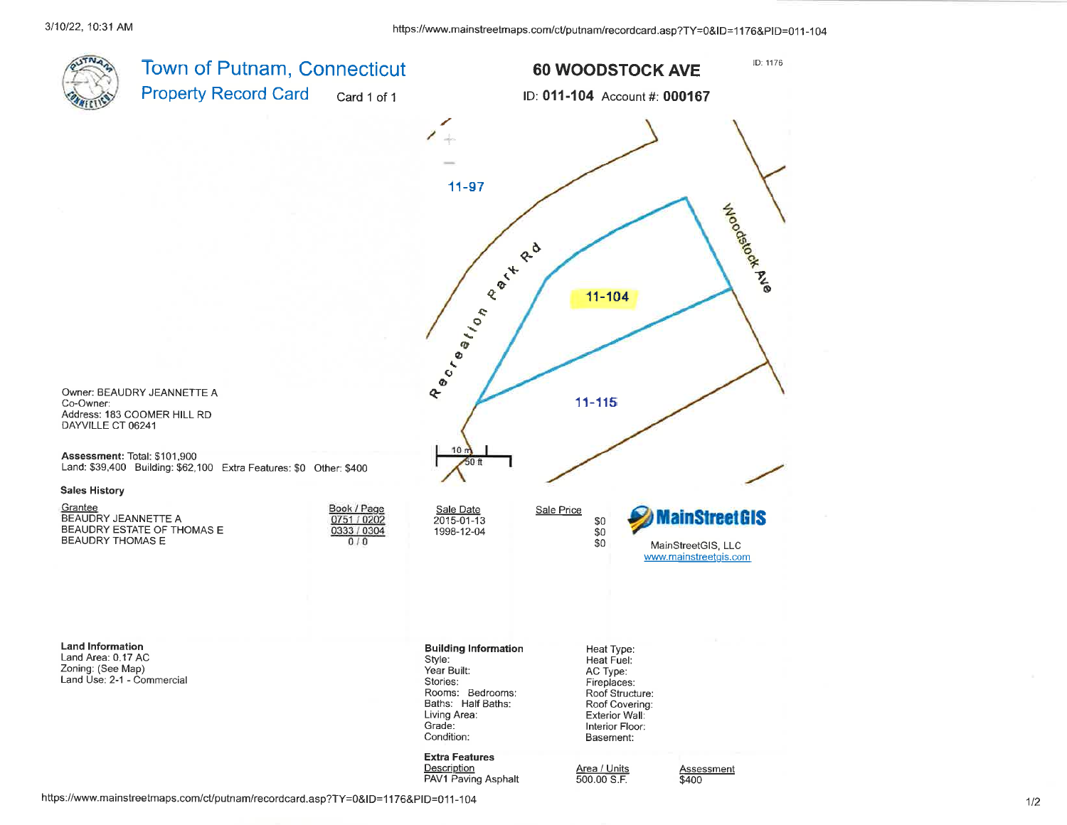# Town of Putnam, Connecticut

## Property Record Card

Card 1 of 1

**60 WOODSTOCK AVE**

ID: 1176

ID: **011-104** Account #: **000167**

11-97

11-104

11-115

Recreation Park Rd

Woodstock Ave

10 m

50 ft

Owner: BEAUDRY JEANNETTE A
Co-Owner:
Address: 183 COOMER HILL RD
DAYVILLE CT 06241

**Assessment:** Total: $101,900
Land: $39,400 Building: $62,100 Extra Features: $0 Other: $400

### Sales History

| Grantee | Book / Page | Sale Date | Sale Price |
|---|---|---|---|
| BEAUDRY JEANNETTE A | 0751 / 0202 | 2015-01-13 | $0 |
| BEAUDRY ESTATE OF THOMAS E | 0333 / 0304 | 1998-12-04 | $0 |
| BEAUDRY THOMAS E | 0 / 0 | | $0 |

MainStreetGIS

MainStreetGIS, LLC
www.mainstreetgis.com

### Land Information

Land Area: 0.17 AC
Zoning: (See Map)
Land Use: 2-1 - Commercial

### Building Information

Style:
Year Built:
Stories:
Rooms: Bedrooms:
Baths: Half Baths:
Living Area:
Grade:
Condition:

Heat Type:
Heat Fuel:
AC Type:
Fireplaces:
Roof Structure:
Roof Covering:
Exterior Wall:
Interior Floor:
Basement:

### Extra Features

| Description | Area / Units | Assessment |
|---|---|---|
| PAV1 Paving Asphalt | 500.00 S.F. | $400 |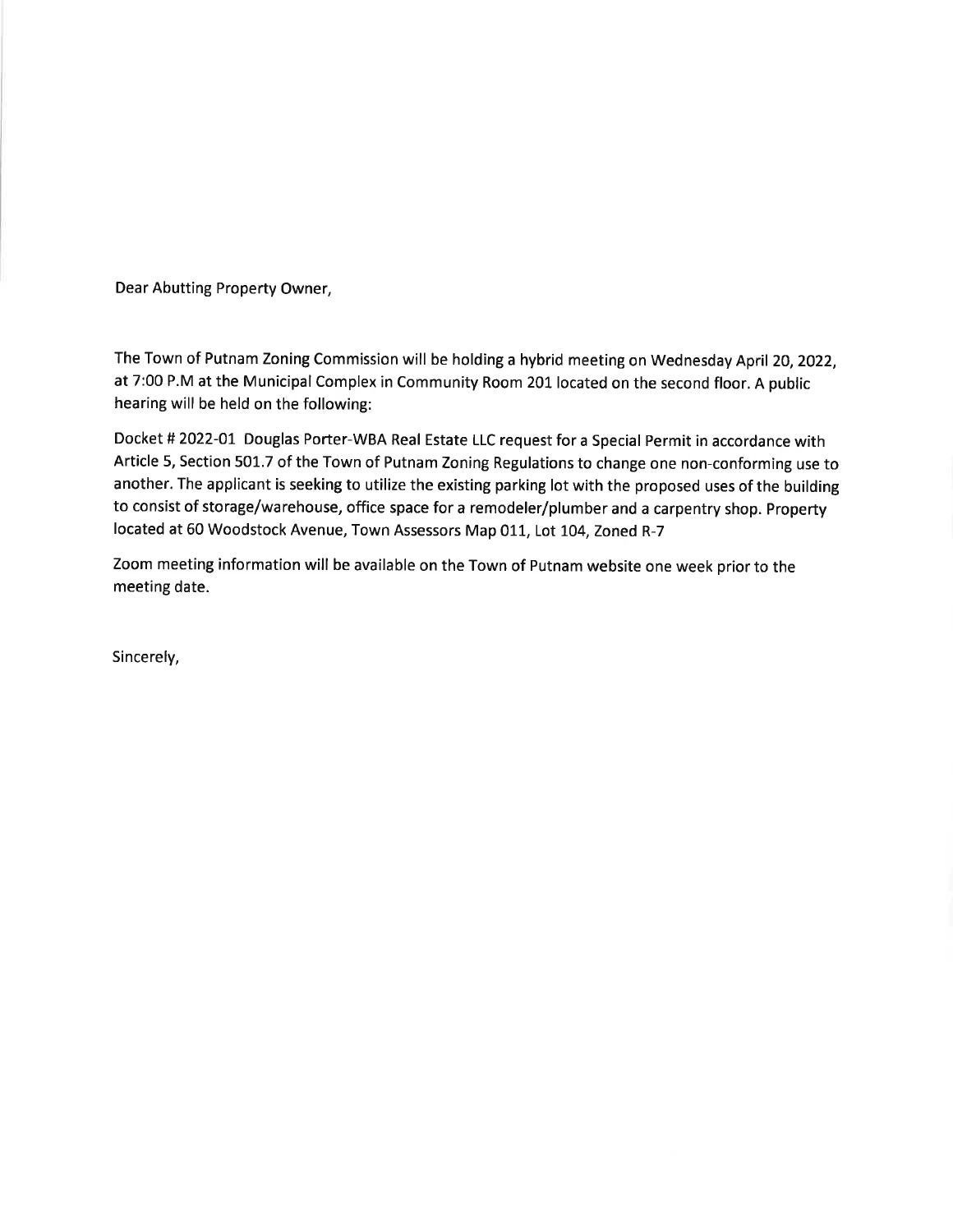Dear Abutting Property Owner,

The Town of Putnam Zoning Commission will be holding a hybrid meeting on Wednesday April 20, 2022, at 7:00 P.M at the Municipal Complex in Community Room 201 located on the second floor. A public hearing will be held on the following:

Docket # 2022-01 Douglas Porter-WBA Real Estate LLC request for a Special Permit in accordance with Article 5, Section 501.7 of the Town of Putnam Zoning Regulations to change one non-conforming use to another. The applicant is seeking to utilize the existing parking lot with the proposed uses of the building to consist of storage/warehouse, office space for a remodeler/plumber and a carpentry shop. Property located at 60 Woodstock Avenue, Town Assessors Map 011, Lot 104, Zoned R-7

Zoom meeting information will be available on the Town of Putnam website one week prior to the meeting date.

Sincerely,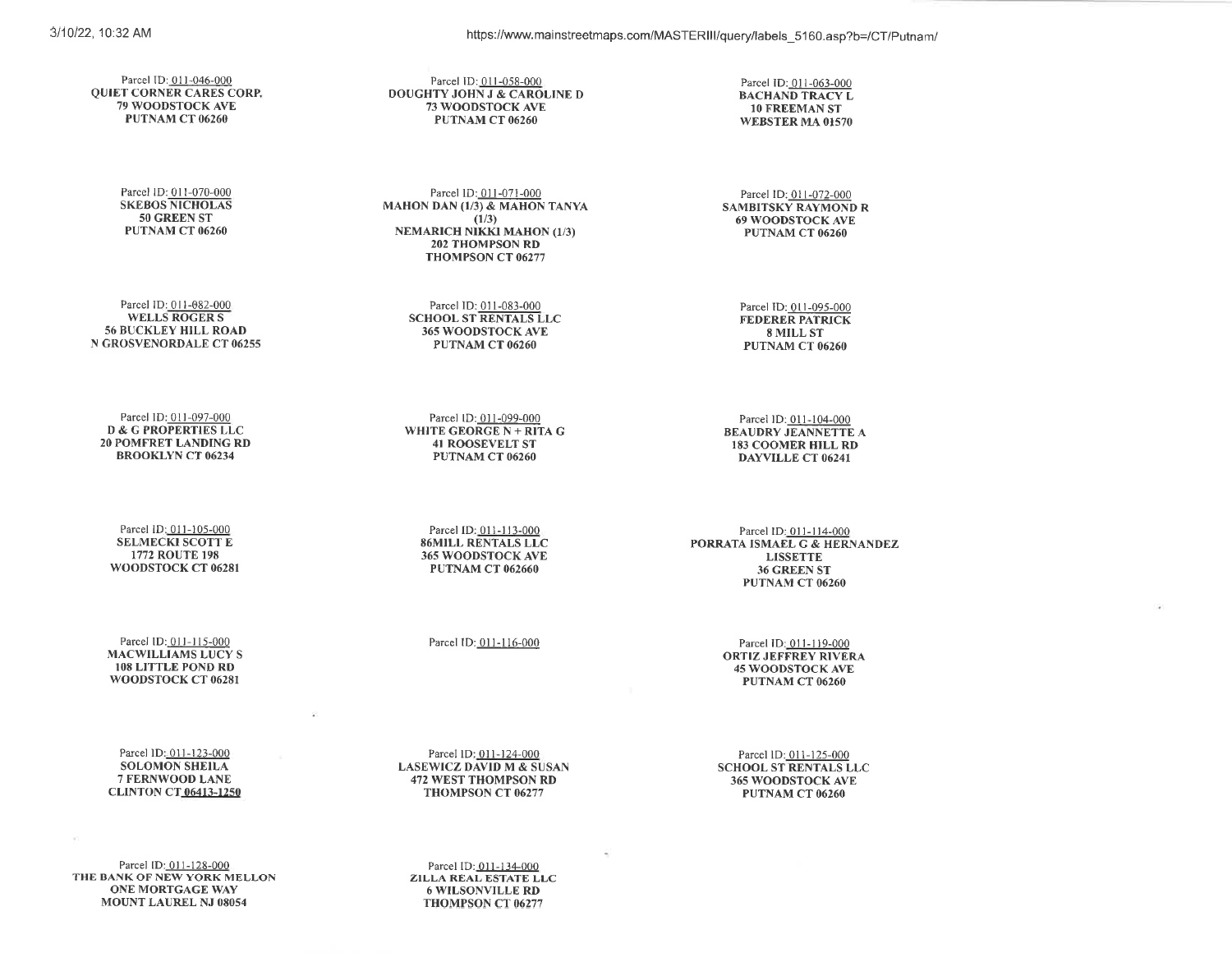Parcel ID: 011-046-000
**QUIET CORNER CARES CORP.**
**79 WOODSTOCK AVE**
**PUTNAM CT 06260**

Parcel ID: 011-058-000
**DOUGHTY JOHN J & CAROLINE D**
**73 WOODSTOCK AVE**
**PUTNAM CT 06260**

Parcel ID: 011-063-000
**BACHAND TRACY L**
**10 FREEMAN ST**
**WEBSTER MA 01570**

Parcel ID: 011-070-000
**SKEBOS NICHOLAS**
**50 GREEN ST**
**PUTNAM CT 06260**

Parcel ID: 011-071-000
**MAHON DAN (1/3) & MAHON TANYA (1/3)**
**NEMARICH NIKKI MAHON (1/3)**
**202 THOMPSON RD**
**THOMPSON CT 06277**

Parcel ID: 011-072-000
**SAMBITSKY RAYMOND R**
**69 WOODSTOCK AVE**
**PUTNAM CT 06260**

Parcel ID: 011-082-000
**WELLS ROGER S**
**56 BUCKLEY HILL ROAD**
**N GROSVENORDALE CT 06255**

Parcel ID: 011-083-000
**SCHOOL ST RENTALS LLC**
**365 WOODSTOCK AVE**
**PUTNAM CT 06260**

Parcel ID: 011-095-000
**FEDERER PATRICK**
**8 MILL ST**
**PUTNAM CT 06260**

Parcel ID: 011-097-000
**D & G PROPERTIES LLC**
**20 POMFRET LANDING RD**
**BROOKLYN CT 06234**

Parcel ID: 011-099-000
**WHITE GEORGE N + RITA G**
**41 ROOSEVELT ST**
**PUTNAM CT 06260**

Parcel ID: 011-104-000
**BEAUDRY JEANNETTE A**
**183 COOMER HILL RD**
**DAYVILLE CT 06241**

Parcel ID: 011-105-000
**SELMECKI SCOTT E**
**1772 ROUTE 198**
**WOODSTOCK CT 06281**

Parcel ID: 011-113-000
**86MILL RENTALS LLC**
**365 WOODSTOCK AVE**
**PUTNAM CT 062660**

Parcel ID: 011-114-000
**PORRATA ISMAEL G & HERNANDEZ LISSETTE**
**36 GREEN ST**
**PUTNAM CT 06260**

Parcel ID: 011-115-000
**MACWILLIAMS LUCY S**
**108 LITTLE POND RD**
**WOODSTOCK CT 06281**

Parcel ID: 011-116-000

Parcel ID: 011-119-000
**ORTIZ JEFFREY RIVERA**
**45 WOODSTOCK AVE**
**PUTNAM CT 06260**

Parcel ID: 011-123-000
**SOLOMON SHEILA**
**7 FERNWOOD LANE**
**CLINTON CT 06413-1250**

Parcel ID: 011-124-000
**LASEWICZ DAVID M & SUSAN**
**472 WEST THOMPSON RD**
**THOMPSON CT 06277**

Parcel ID: 011-125-000
**SCHOOL ST RENTALS LLC**
**365 WOODSTOCK AVE**
**PUTNAM CT 06260**

Parcel ID: 011-128-000
**THE BANK OF NEW YORK MELLON**
**ONE MORTGAGE WAY**
**MOUNT LAUREL NJ 08054**

Parcel ID: 011-134-000
**ZILLA REAL ESTATE LLC**
**6 WILSONVILLE RD**
**THOMPSON CT 06277**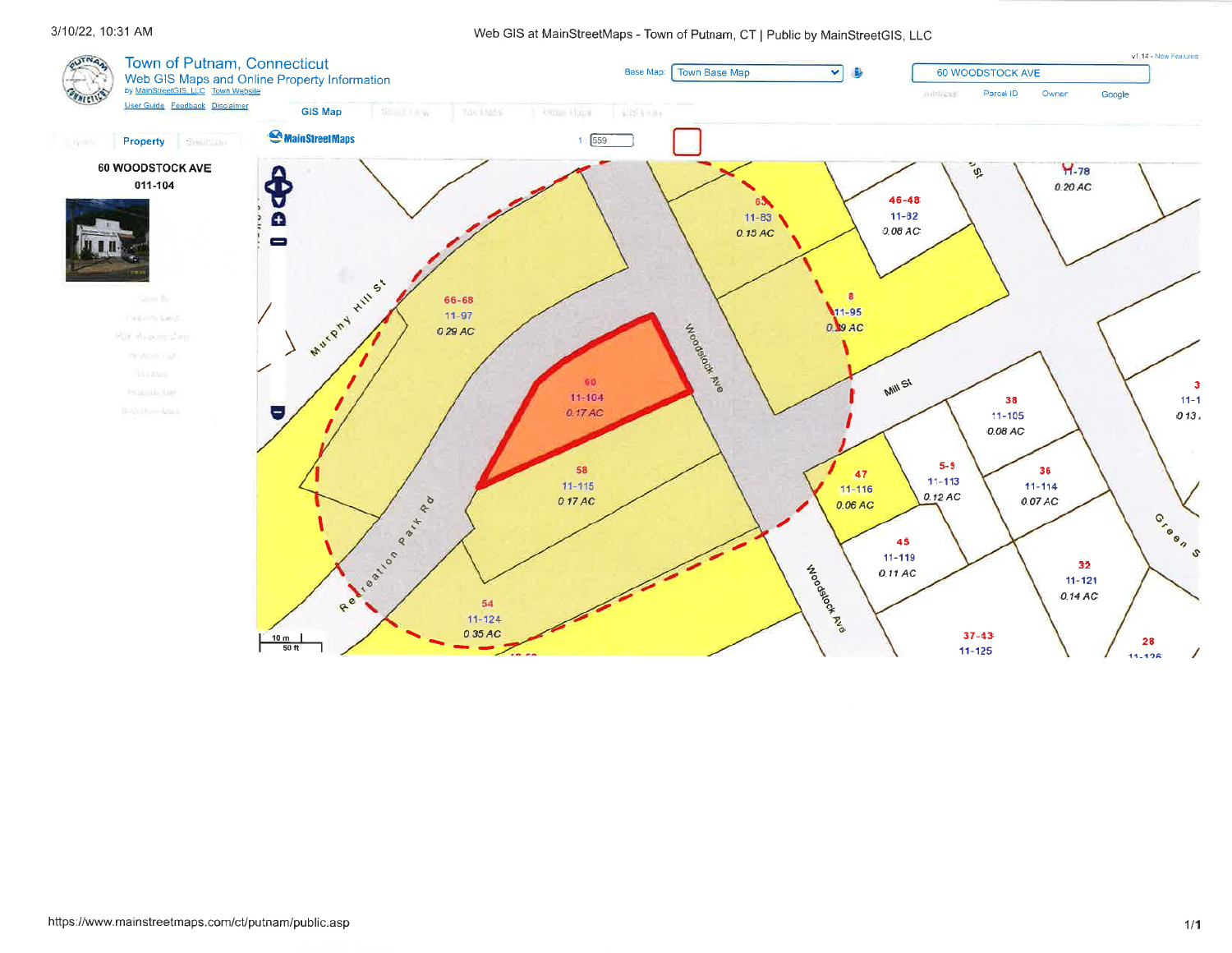3/10/22, 10:31 AM

Web GIS at MainStreetMaps - Town of Putnam, CT | Public by MainStreetGIS, LLC

# Town of Putnam, Connecticut

Web GIS Maps and Online Property Information

by MainStreetGIS, LLC  Town Website

User Guide  Feedback  Disclaimer

Base Map: Town Base Map

60 WOODSTOCK AVE

Parcel ID  Owner  Google

GIS Map

Property

**60 WOODSTOCK AVE**

**011-104**

MainStreetMaps

1 : 559

Murphy Hill St

Recreation Park Rd

Woodstock Ave

Mill St

Green St

| Address | Parcel ID | Acreage |
|---|---|---|
| 60 | 11-104 | 0.17 AC |
| 66-68 | 11-97 | 0.29 AC |
| 58 | 11-115 | 0.17 AC |
| 54 | 11-124 | 0.35 AC |
| 63 | 11-83 | 0.15 AC |
| 46-48 | 11-82 | 0.08 AC |
| 8 | 11-95 | 0.39 AC |
| | 11-78 | 0.20 AC |
| 38 | 11-105 | 0.08 AC |
| 47 | 11-116 | 0.06 AC |
| 5-9 | 11-113 | 0.12 AC |
| 36 | 11-114 | 0.07 AC |
| 45 | 11-119 | 0.11 AC |
| 32 | 11-121 | 0.14 AC |
| 37-43 | 11-125 | |
| 28 | 11-126 | |
| 3 | 11-1 | 0.13 |

10 m
50 ft

https://www.mainstreetmaps.com/ct/putnam/public.asp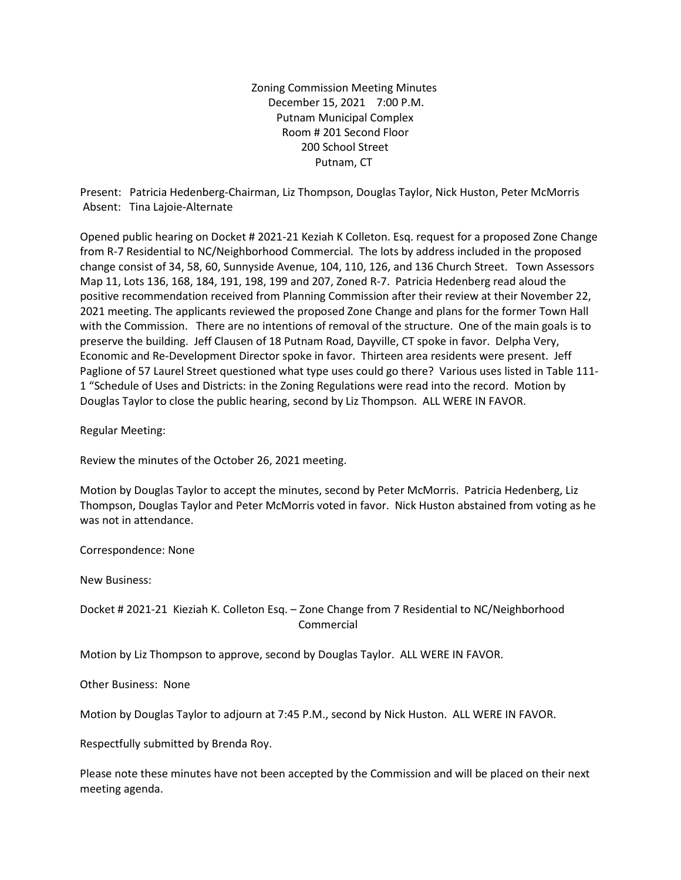Zoning Commission Meeting Minutes
December 15, 2021 7:00 P.M.
Putnam Municipal Complex
Room # 201 Second Floor
200 School Street
Putnam, CT

Present: Patricia Hedenberg-Chairman, Liz Thompson, Douglas Taylor, Nick Huston, Peter McMorris
Absent: Tina Lajoie-Alternate

Opened public hearing on Docket # 2021-21 Keziah K Colleton. Esq. request for a proposed Zone Change from R-7 Residential to NC/Neighborhood Commercial. The lots by address included in the proposed change consist of 34, 58, 60, Sunnyside Avenue, 104, 110, 126, and 136 Church Street. Town Assessors Map 11, Lots 136, 168, 184, 191, 198, 199 and 207, Zoned R-7. Patricia Hedenberg read aloud the positive recommendation received from Planning Commission after their review at their November 22, 2021 meeting. The applicants reviewed the proposed Zone Change and plans for the former Town Hall with the Commission. There are no intentions of removal of the structure. One of the main goals is to preserve the building. Jeff Clausen of 18 Putnam Road, Dayville, CT spoke in favor. Delpha Very, Economic and Re-Development Director spoke in favor. Thirteen area residents were present. Jeff Paglione of 57 Laurel Street questioned what type uses could go there? Various uses listed in Table 111-1 "Schedule of Uses and Districts: in the Zoning Regulations were read into the record. Motion by Douglas Taylor to close the public hearing, second by Liz Thompson. ALL WERE IN FAVOR.

Regular Meeting:

Review the minutes of the October 26, 2021 meeting.

Motion by Douglas Taylor to accept the minutes, second by Peter McMorris. Patricia Hedenberg, Liz Thompson, Douglas Taylor and Peter McMorris voted in favor. Nick Huston abstained from voting as he was not in attendance.

Correspondence: None

New Business:

Docket # 2021-21 Kieziah K. Colleton Esq. – Zone Change from 7 Residential to NC/Neighborhood Commercial

Motion by Liz Thompson to approve, second by Douglas Taylor. ALL WERE IN FAVOR.

Other Business: None

Motion by Douglas Taylor to adjourn at 7:45 P.M., second by Nick Huston. ALL WERE IN FAVOR.

Respectfully submitted by Brenda Roy.

Please note these minutes have not been accepted by the Commission and will be placed on their next meeting agenda.